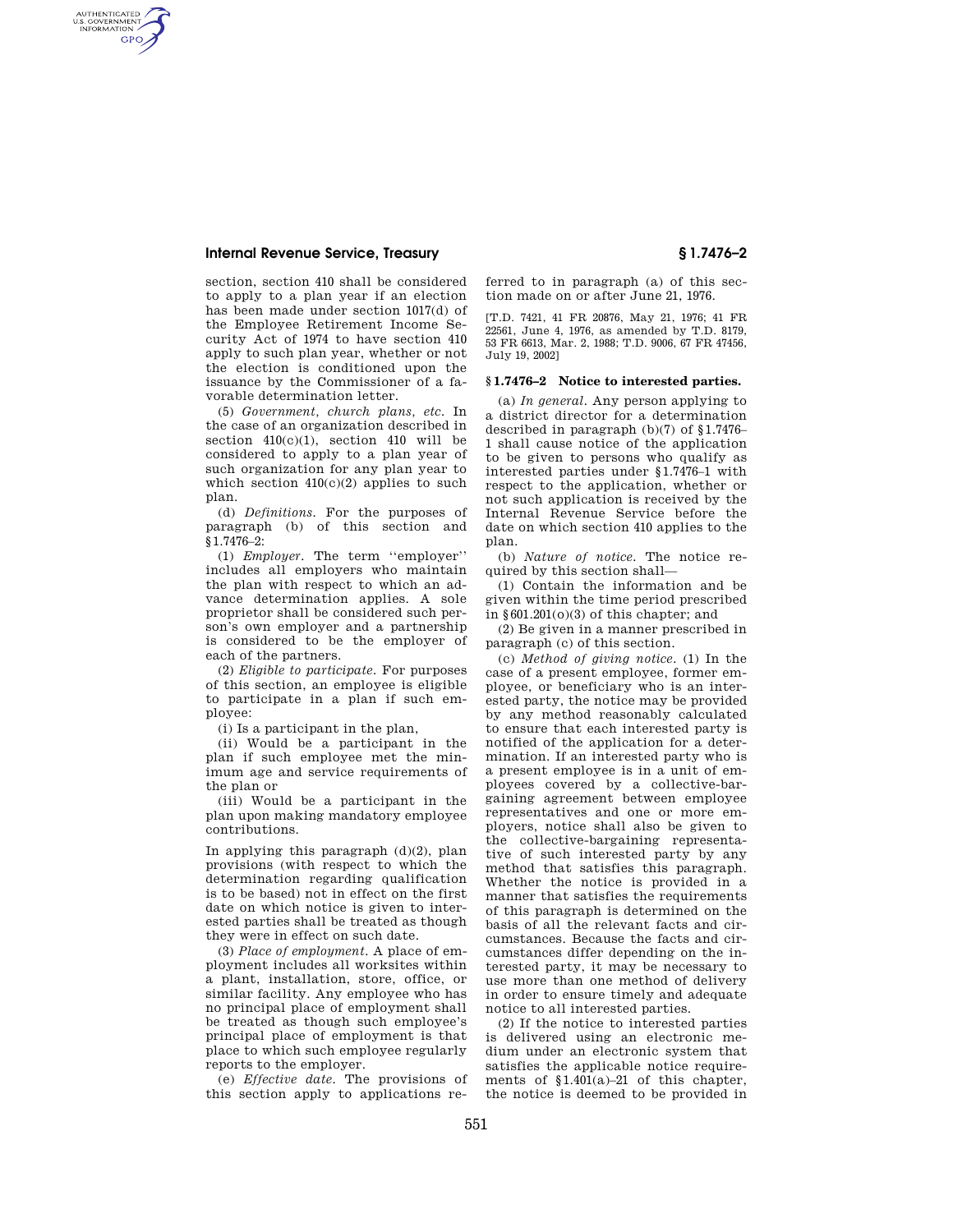section, section 410 shall be considered to apply to a plan year if an election has been made under section 1017(d) of the Employee Retirement Income Security Act of 1974 to have section 410 apply to such plan year, whether or not the election is conditioned upon the issuance by the Commissioner of a favorable determination letter.

(5) *Government, church plans, etc.* In the case of an organization described in section 410(c)(1), section 410 will be considered to apply to a plan year of such organization for any plan year to which section 410(c)(2) applies to such plan.

(d) *Definitions.* For the purposes of paragraph (b) of this section and §1.7476–2:

(1) *Employer.* The term ''employer'' includes all employers who maintain the plan with respect to which an advance determination applies. A sole proprietor shall be considered such person's own employer and a partnership is considered to be the employer of each of the partners.

(2) *Eligible to participate.* For purposes of this section, an employee is eligible to participate in a plan if such employee:

(i) Is a participant in the plan,

(ii) Would be a participant in the plan if such employee met the minimum age and service requirements of the plan or

(iii) Would be a participant in the plan upon making mandatory employee contributions.

In applying this paragraph (d)(2), plan provisions (with respect to which the determination regarding qualification is to be based) not in effect on the first date on which notice is given to interested parties shall be treated as though they were in effect on such date.

(3) *Place of employment.* A place of employment includes all worksites within a plant, installation, store, office, or similar facility. Any employee who has no principal place of employment shall be treated as though such employee's principal place of employment is that place to which such employee regularly reports to the employer.

(e) *Effective date.* The provisions of this section apply to applications referred to in paragraph (a) of this section made on or after June 21, 1976.

[T.D. 7421, 41 FR 20876, May 21, 1976; 41 FR 22561, June 4, 1976, as amended by T.D. 8179, 53 FR 6613, Mar. 2, 1988; T.D. 9006, 67 FR 47456, July 19, 2002]

## § 1.7476–2 Notice to interested parties.

(a) *In general.* Any person applying to a district director for a determination described in paragraph (b)(7) of §1.7476–1 shall cause notice of the application to be given to persons who qualify as interested parties under §1.7476–1 with respect to the application, whether or not such application is received by the Internal Revenue Service before the date on which section 410 applies to the plan.

(b) *Nature of notice.* The notice required by this section shall—

(1) Contain the information and be given within the time period prescribed in §601.201(o)(3) of this chapter; and

(2) Be given in a manner prescribed in paragraph (c) of this section.

(c) *Method of giving notice.* (1) In the case of a present employee, former employee, or beneficiary who is an interested party, the notice may be provided by any method reasonably calculated to ensure that each interested party is notified of the application for a determination. If an interested party who is a present employee is in a unit of employees covered by a collective-bargaining agreement between employee representatives and one or more employers, notice shall also be given to the collective-bargaining representative of such interested party by any method that satisfies this paragraph. Whether the notice is provided in a manner that satisfies the requirements of this paragraph is determined on the basis of all the relevant facts and circumstances. Because the facts and circumstances differ depending on the interested party, it may be necessary to use more than one method of delivery in order to ensure timely and adequate notice to all interested parties.

(2) If the notice to interested parties is delivered using an electronic medium under an electronic system that satisfies the applicable notice requirements of §1.401(a)–21 of this chapter, the notice is deemed to be provided in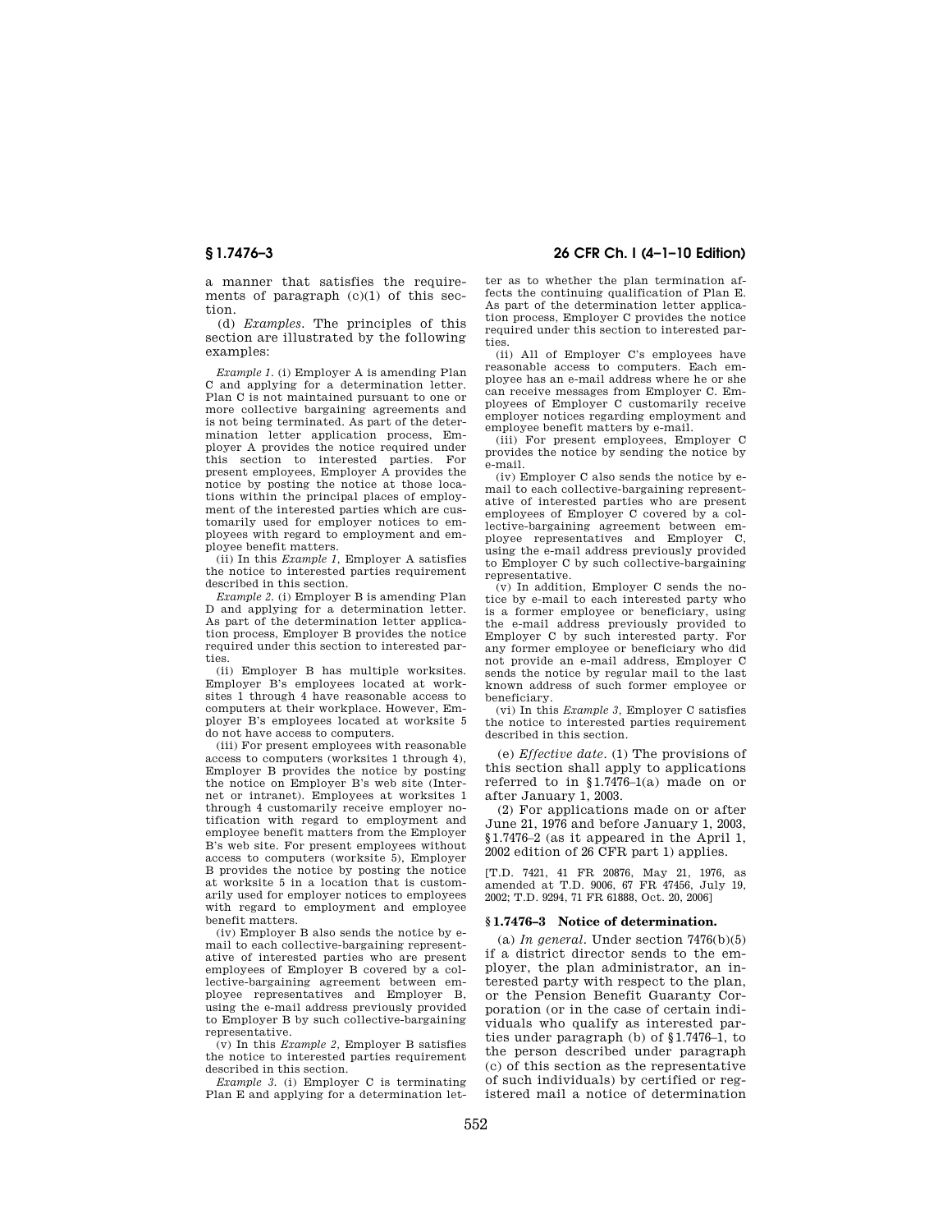a manner that satisfies the requirements of paragraph (c)(1) of this section.

(d) *Examples.* The principles of this section are illustrated by the following examples:

*Example 1.* (i) Employer A is amending Plan C and applying for a determination letter. Plan C is not maintained pursuant to one or more collective bargaining agreements and is not being terminated. As part of the determination letter application process, Employer A provides the notice required under this section to interested parties. For present employees, Employer A provides the notice by posting the notice at those locations within the principal places of employment of the interested parties which are customarily used for employer notices to employees with regard to employment and employee benefit matters.

(ii) In this *Example 1,* Employer A satisfies the notice to interested parties requirement described in this section.

*Example 2.* (i) Employer B is amending Plan D and applying for a determination letter. As part of the determination letter application process, Employer B provides the notice required under this section to interested parties.

(ii) Employer B has multiple worksites. Employer B's employees located at worksites 1 through 4 have reasonable access to computers at their workplace. However, Employer B's employees located at worksite 5 do not have access to computers.

(iii) For present employees with reasonable access to computers (worksites 1 through 4), Employer B provides the notice by posting the notice on Employer B's web site (Internet or intranet). Employees at worksites 1 through 4 customarily receive employer notification with regard to employment and employee benefit matters from the Employer B's web site. For present employees without access to computers (worksite 5), Employer B provides the notice by posting the notice at worksite 5 in a location that is customarily used for employer notices to employees with regard to employment and employee benefit matters.

(iv) Employer B also sends the notice by e-mail to each collective-bargaining representative of interested parties who are present employees of Employer B covered by a collective-bargaining agreement between employee representatives and Employer B, using the e-mail address previously provided to Employer B by such collective-bargaining representative.

(v) In this *Example 2,* Employer B satisfies the notice to interested parties requirement described in this section.

*Example 3.* (i) Employer C is terminating Plan E and applying for a determination letter as to whether the plan termination affects the continuing qualification of Plan E. As part of the determination letter application process, Employer C provides the notice required under this section to interested parties.

(ii) All of Employer C's employees have reasonable access to computers. Each employee has an e-mail address where he or she can receive messages from Employer C. Employees of Employer C customarily receive employer notices regarding employment and employee benefit matters by e-mail.

(iii) For present employees, Employer C provides the notice by sending the notice by e-mail.

(iv) Employer C also sends the notice by e-mail to each collective-bargaining representative of interested parties who are present employees of Employer C covered by a collective-bargaining agreement between employee representatives and Employer C, using the e-mail address previously provided to Employer C by such collective-bargaining representative.

(v) In addition, Employer C sends the notice by e-mail to each interested party who is a former employee or beneficiary, using the e-mail address previously provided to Employer C by such interested party. For any former employee or beneficiary who did not provide an e-mail address, Employer C sends the notice by regular mail to the last known address of such former employee or beneficiary.

(vi) In this *Example 3,* Employer C satisfies the notice to interested parties requirement described in this section.

(e) *Effective date.* (1) The provisions of this section shall apply to applications referred to in §1.7476–1(a) made on or after January 1, 2003.

(2) For applications made on or after June 21, 1976 and before January 1, 2003, §1.7476–2 (as it appeared in the April 1, 2002 edition of 26 CFR part 1) applies.

[T.D. 7421, 41 FR 20876, May 21, 1976, as amended at T.D. 9006, 67 FR 47456, July 19, 2002; T.D. 9294, 71 FR 61888, Oct. 20, 2006]

## §1.7476–3 Notice of determination.

(a) *In general.* Under section 7476(b)(5) if a district director sends to the employer, the plan administrator, an interested party with respect to the plan, or the Pension Benefit Guaranty Corporation (or in the case of certain individuals who qualify as interested parties under paragraph (b) of §1.7476–1, to the person described under paragraph (c) of this section as the representative of such individuals) by certified or registered mail a notice of determination